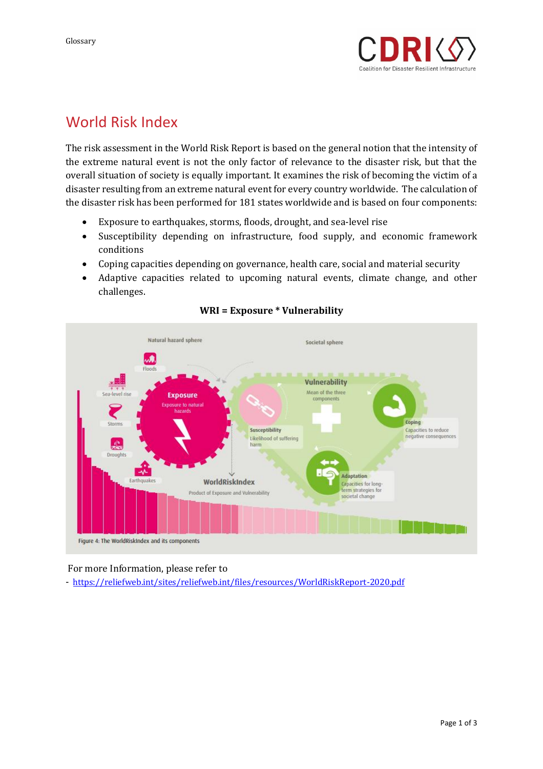# World Risk Index

The risk assessment in the World Risk Report is based on the general notion that the intensity of the extreme natural event is not the only factor of relevance to the disaster risk, but that the overall situation of society is equally important. It examines the risk of becoming the victim of a disaster resulting from an extreme natural event for every country worldwide. The calculation of the disaster risk has been performed for 181 states worldwide and is based on four components:

- Exposure to earthquakes, storms, floods, drought, and sea-level rise
- Susceptibility depending on infrastructure, food supply, and economic framework conditions
- Coping capacities depending on governance, health care, social and material security
- Adaptive capacities related to upcoming natural events, climate change, and other challenges.

**WRI = Exposure * Vulnerability**

Figure 4: The WorldRiskIndex and its components

For more Information, please refer to

- https://reliefweb.int/sites/reliefweb.int/files/resources/WorldRiskReport-2020.pdf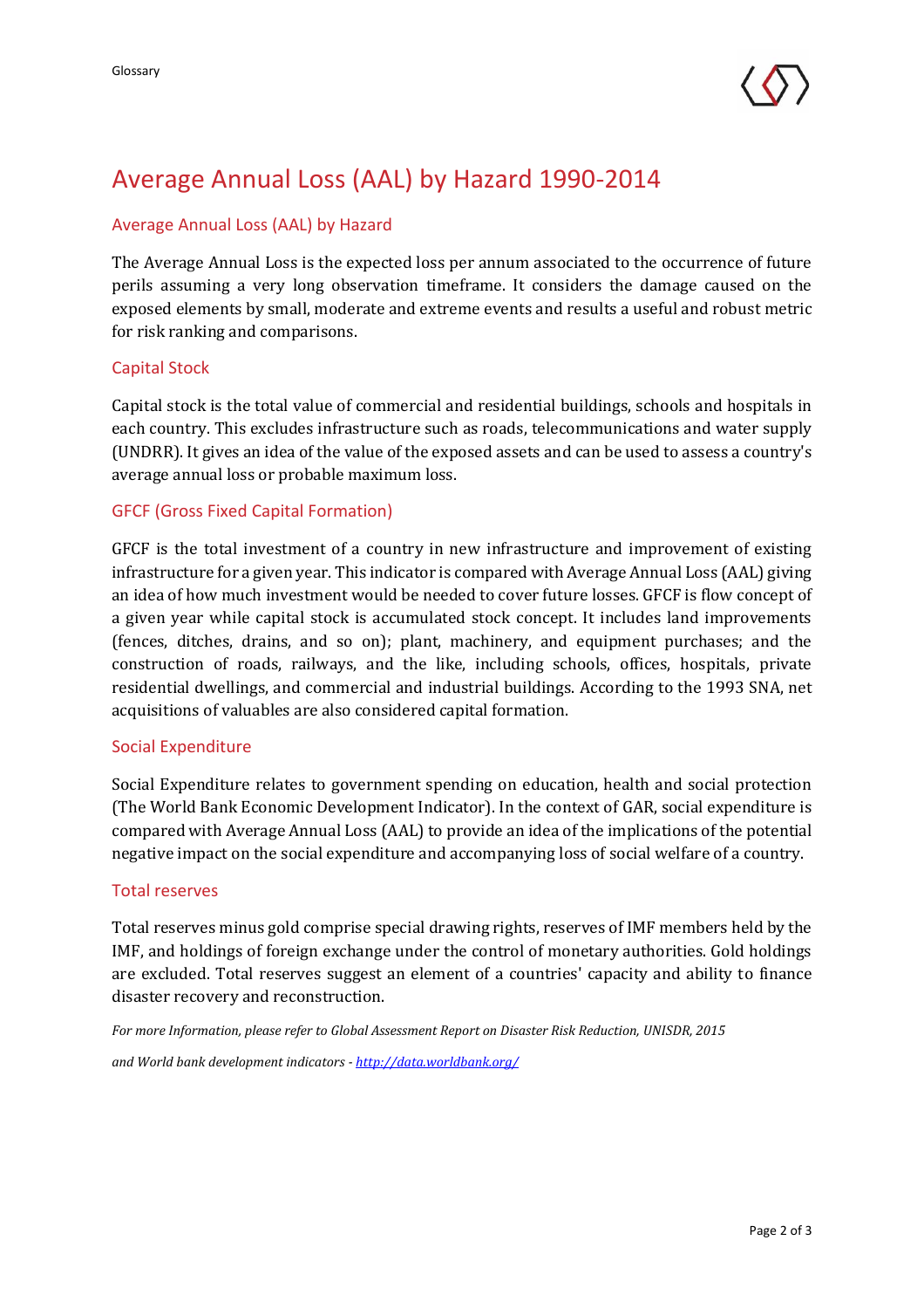# Average Annual Loss (AAL) by Hazard 1990-2014

## Average Annual Loss (AAL) by Hazard

The Average Annual Loss is the expected loss per annum associated to the occurrence of future perils assuming a very long observation timeframe. It considers the damage caused on the exposed elements by small, moderate and extreme events and results a useful and robust metric for risk ranking and comparisons.

## Capital Stock

Capital stock is the total value of commercial and residential buildings, schools and hospitals in each country. This excludes infrastructure such as roads, telecommunications and water supply (UNDRR). It gives an idea of the value of the exposed assets and can be used to assess a country's average annual loss or probable maximum loss.

## GFCF (Gross Fixed Capital Formation)

GFCF is the total investment of a country in new infrastructure and improvement of existing infrastructure for a given year. This indicator is compared with Average Annual Loss (AAL) giving an idea of how much investment would be needed to cover future losses. GFCF is flow concept of a given year while capital stock is accumulated stock concept. It includes land improvements (fences, ditches, drains, and so on); plant, machinery, and equipment purchases; and the construction of roads, railways, and the like, including schools, offices, hospitals, private residential dwellings, and commercial and industrial buildings. According to the 1993 SNA, net acquisitions of valuables are also considered capital formation.

## Social Expenditure

Social Expenditure relates to government spending on education, health and social protection (The World Bank Economic Development Indicator). In the context of GAR, social expenditure is compared with Average Annual Loss (AAL) to provide an idea of the implications of the potential negative impact on the social expenditure and accompanying loss of social welfare of a country.

## Total reserves

Total reserves minus gold comprise special drawing rights, reserves of IMF members held by the IMF, and holdings of foreign exchange under the control of monetary authorities. Gold holdings are excluded. Total reserves suggest an element of a countries' capacity and ability to finance disaster recovery and reconstruction.

*For more Information, please refer to Global Assessment Report on Disaster Risk Reduction, UNISDR, 2015*

*and World bank development indicators - [http://data.worldbank.org/](http://data.worldbank.org/)*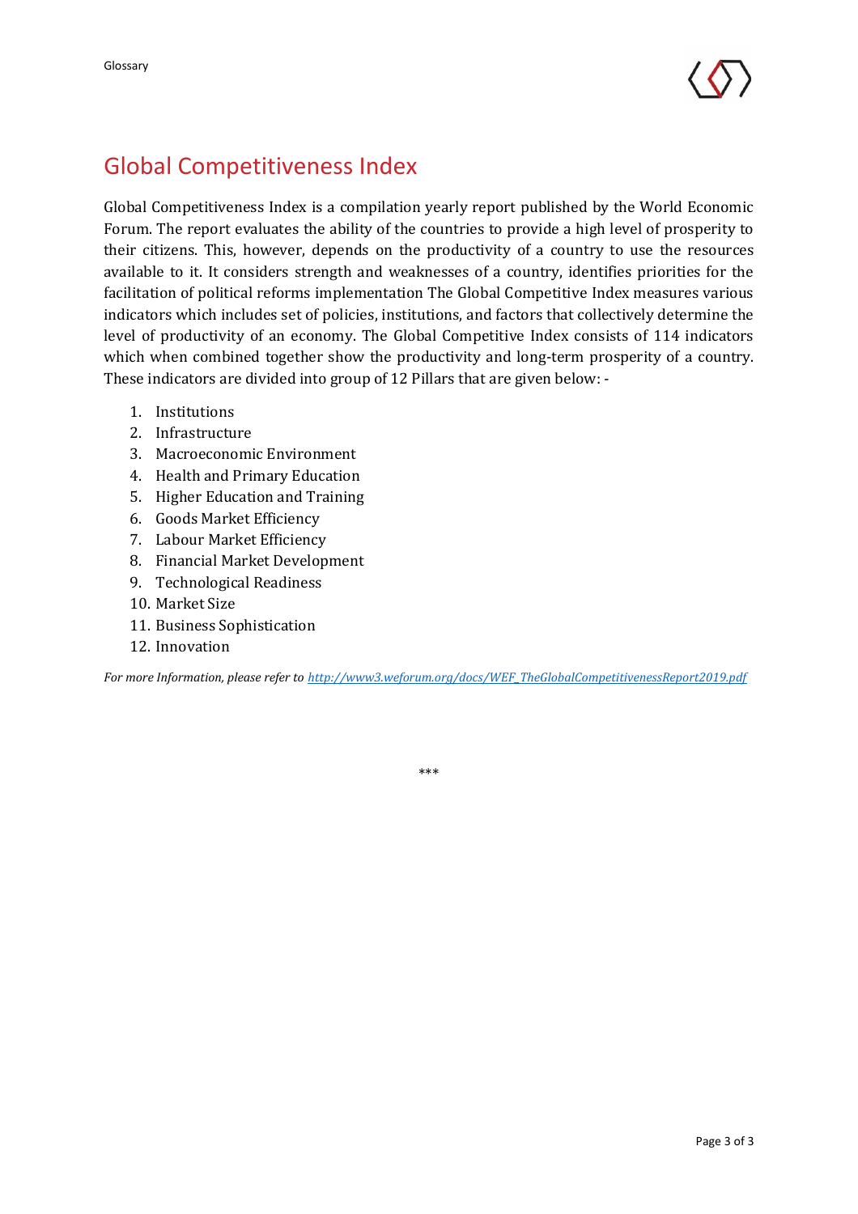# Global Competitiveness Index

Global Competitiveness Index is a compilation yearly report published by the World Economic Forum. The report evaluates the ability of the countries to provide a high level of prosperity to their citizens. This, however, depends on the productivity of a country to use the resources available to it. It considers strength and weaknesses of a country, identifies priorities for the facilitation of political reforms implementation The Global Competitive Index measures various indicators which includes set of policies, institutions, and factors that collectively determine the level of productivity of an economy. The Global Competitive Index consists of 114 indicators which when combined together show the productivity and long-term prosperity of a country. These indicators are divided into group of 12 Pillars that are given below: -

1. Institutions
2. Infrastructure
3. Macroeconomic Environment
4. Health and Primary Education
5. Higher Education and Training
6. Goods Market Efficiency
7. Labour Market Efficiency
8. Financial Market Development
9. Technological Readiness
10. Market Size
11. Business Sophistication
12. Innovation

*For more Information, please refer to [http://www3.weforum.org/docs/WEF_TheGlobalCompetitivenessReport2019.pdf](http://www3.weforum.org/docs/WEF_TheGlobalCompetitivenessReport2019.pdf)*

***